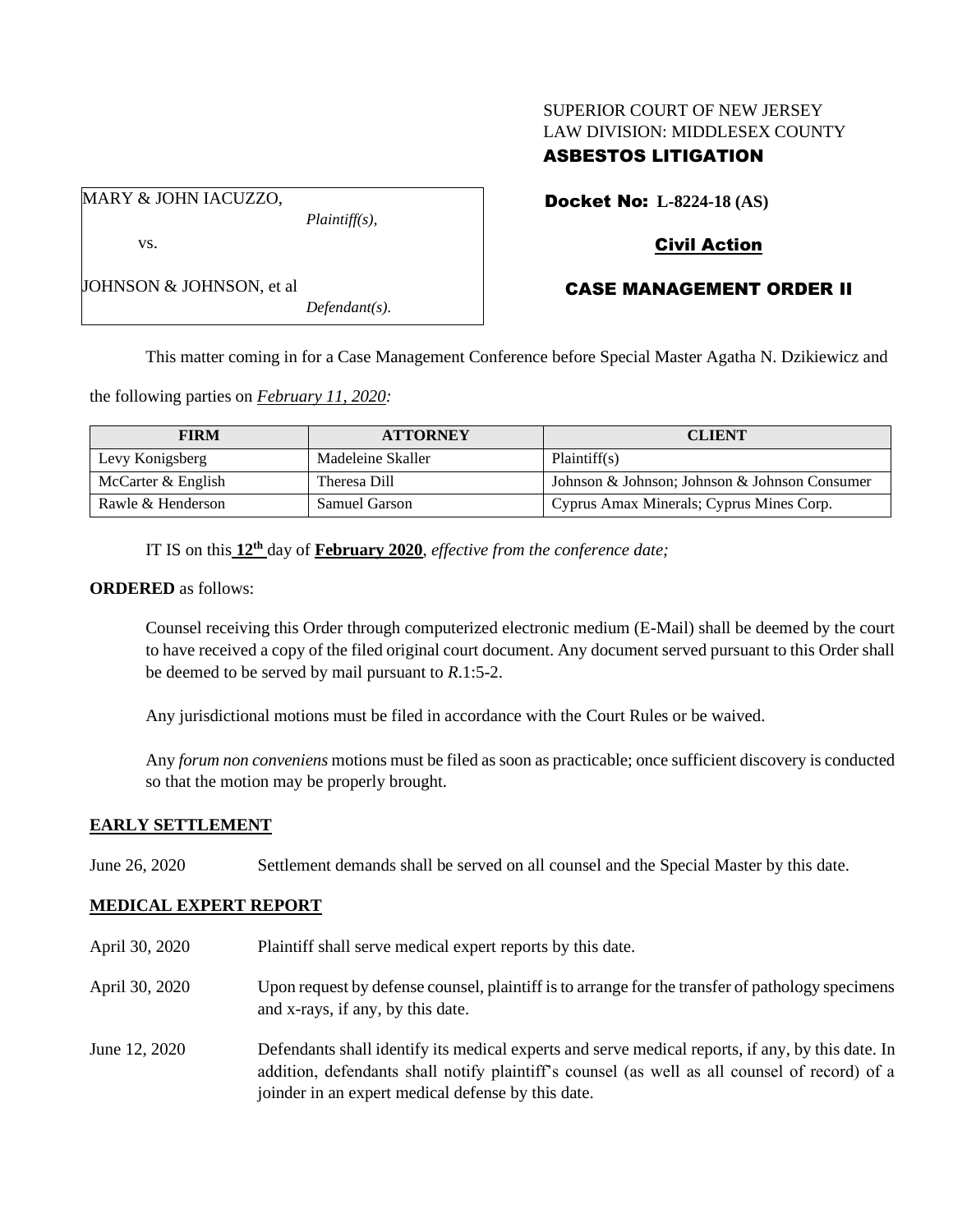SUPERIOR COURT OF NEW JERSEY
LAW DIVISION: MIDDLESEX COUNTY
**ASBESTOS LITIGATION**

MARY & JOHN IACUZZO,
*Plaintiff(s),*

vs.

JOHNSON & JOHNSON, et al
*Defendant(s).*

**Docket No: L-8224-18 (AS)**

**Civil Action**

**CASE MANAGEMENT ORDER II**

This matter coming in for a Case Management Conference before Special Master Agatha N. Dzikiewicz and the following parties on *February 11, 2020:*

| FIRM | ATTORNEY | CLIENT |
|---|---|---|
| Levy Konigsberg | Madeleine Skaller | Plaintiff(s) |
| McCarter & English | Theresa Dill | Johnson & Johnson; Johnson & Johnson Consumer |
| Rawle & Henderson | Samuel Garson | Cyprus Amax Minerals; Cyprus Mines Corp. |

IT IS on this **12th** day of **February 2020**, *effective from the conference date;*

**ORDERED** as follows:

Counsel receiving this Order through computerized electronic medium (E-Mail) shall be deemed by the court to have received a copy of the filed original court document. Any document served pursuant to this Order shall be deemed to be served by mail pursuant to *R*.1:5-2.

Any jurisdictional motions must be filed in accordance with the Court Rules or be waived.

Any *forum non conveniens* motions must be filed as soon as practicable; once sufficient discovery is conducted so that the motion may be properly brought.

**EARLY SETTLEMENT**

June 26, 2020 — Settlement demands shall be served on all counsel and the Special Master by this date.

**MEDICAL EXPERT REPORT**

April 30, 2020 — Plaintiff shall serve medical expert reports by this date.

April 30, 2020 — Upon request by defense counsel, plaintiff is to arrange for the transfer of pathology specimens and x-rays, if any, by this date.

June 12, 2020 — Defendants shall identify its medical experts and serve medical reports, if any, by this date. In addition, defendants shall notify plaintiff's counsel (as well as all counsel of record) of a joinder in an expert medical defense by this date.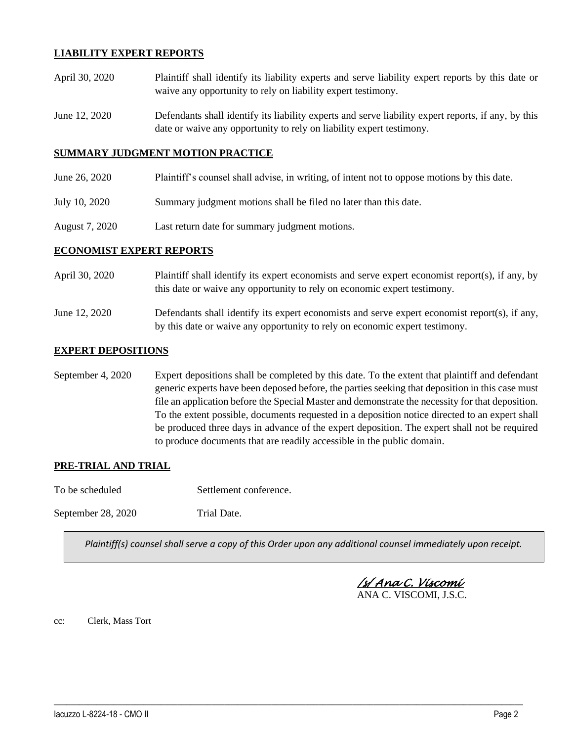**LIABILITY EXPERT REPORTS**

| | |
|---|---|
| April 30, 2020 | Plaintiff shall identify its liability experts and serve liability expert reports by this date or waive any opportunity to rely on liability expert testimony. |
| June 12, 2020 | Defendants shall identify its liability experts and serve liability expert reports, if any, by this date or waive any opportunity to rely on liability expert testimony. |

**SUMMARY JUDGMENT MOTION PRACTICE**

| | |
|---|---|
| June 26, 2020 | Plaintiff's counsel shall advise, in writing, of intent not to oppose motions by this date. |
| July 10, 2020 | Summary judgment motions shall be filed no later than this date. |
| August 7, 2020 | Last return date for summary judgment motions. |

**ECONOMIST EXPERT REPORTS**

| | |
|---|---|
| April 30, 2020 | Plaintiff shall identify its expert economists and serve expert economist report(s), if any, by this date or waive any opportunity to rely on economic expert testimony. |
| June 12, 2020 | Defendants shall identify its expert economists and serve expert economist report(s), if any, by this date or waive any opportunity to rely on economic expert testimony. |

**EXPERT DEPOSITIONS**

| | |
|---|---|
| September 4, 2020 | Expert depositions shall be completed by this date. To the extent that plaintiff and defendant generic experts have been deposed before, the parties seeking that deposition in this case must file an application before the Special Master and demonstrate the necessity for that deposition. To the extent possible, documents requested in a deposition notice directed to an expert shall be produced three days in advance of the expert deposition. The expert shall not be required to produce documents that are readily accessible in the public domain. |

**PRE-TRIAL AND TRIAL**

| | |
|---|---|
| To be scheduled | Settlement conference. |
| September 28, 2020 | Trial Date. |

*Plaintiff(s) counsel shall serve a copy of this Order upon any additional counsel immediately upon receipt.*

/s/ Ana C. Viscomi
ANA C. VISCOMI, J.S.C.

cc: Clerk, Mass Tort